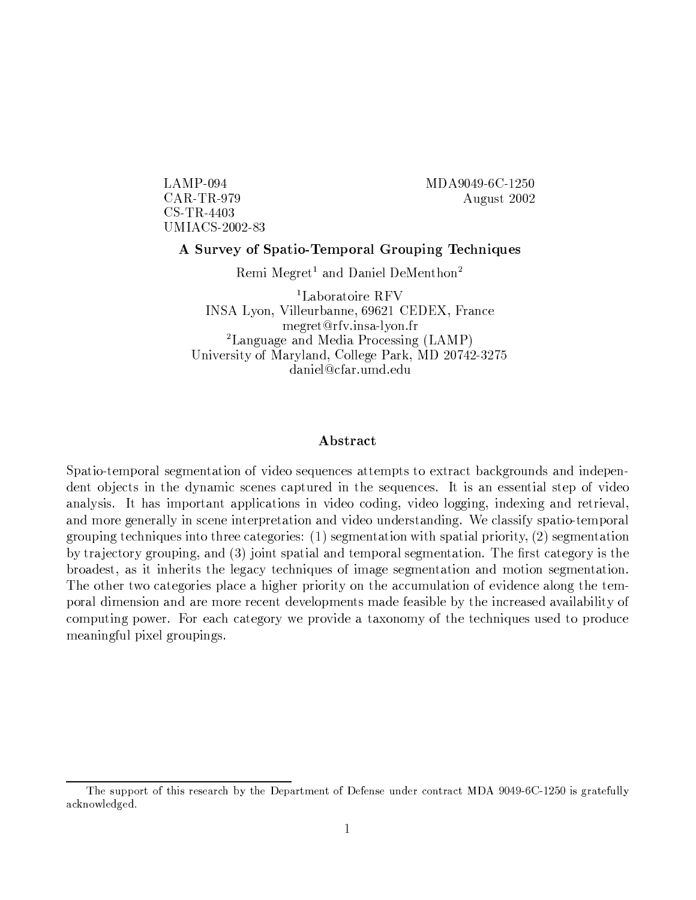LAMP-094
CAR-TR-979
CS-TR-4403
UMIACS-2002-83

MDA9049-6C-1250
August 2002

# A Survey of Spatio-Temporal Grouping Techniques

Remi Megret[1] and Daniel DeMenthon[2]

[1]Laboratoire RFV
INSA Lyon, Villeurbanne, 69621 CEDEX, France
megret@rfv.insa-lyon.fr
[2]Language and Media Processing (LAMP)
University of Maryland, College Park, MD 20742-3275
daniel@cfar.umd.edu

## Abstract

Spatio-temporal segmentation of video sequences attempts to extract backgrounds and independent objects in the dynamic scenes captured in the sequences. It is an essential step of video analysis. It has important applications in video coding, video logging, indexing and retrieval, and more generally in scene interpretation and video understanding. We classify spatio-temporal grouping techniques into three categories: (1) segmentation with spatial priority, (2) segmentation by trajectory grouping, and (3) joint spatial and temporal segmentation. The first category is the broadest, as it inherits the legacy techniques of image segmentation and motion segmentation. The other two categories place a higher priority on the accumulation of evidence along the temporal dimension and are more recent developments made feasible by the increased availability of computing power. For each category we provide a taxonomy of the techniques used to produce meaningful pixel groupings.

---

The support of this research by the Department of Defense under contract MDA 9049-6C-1250 is gratefully acknowledged.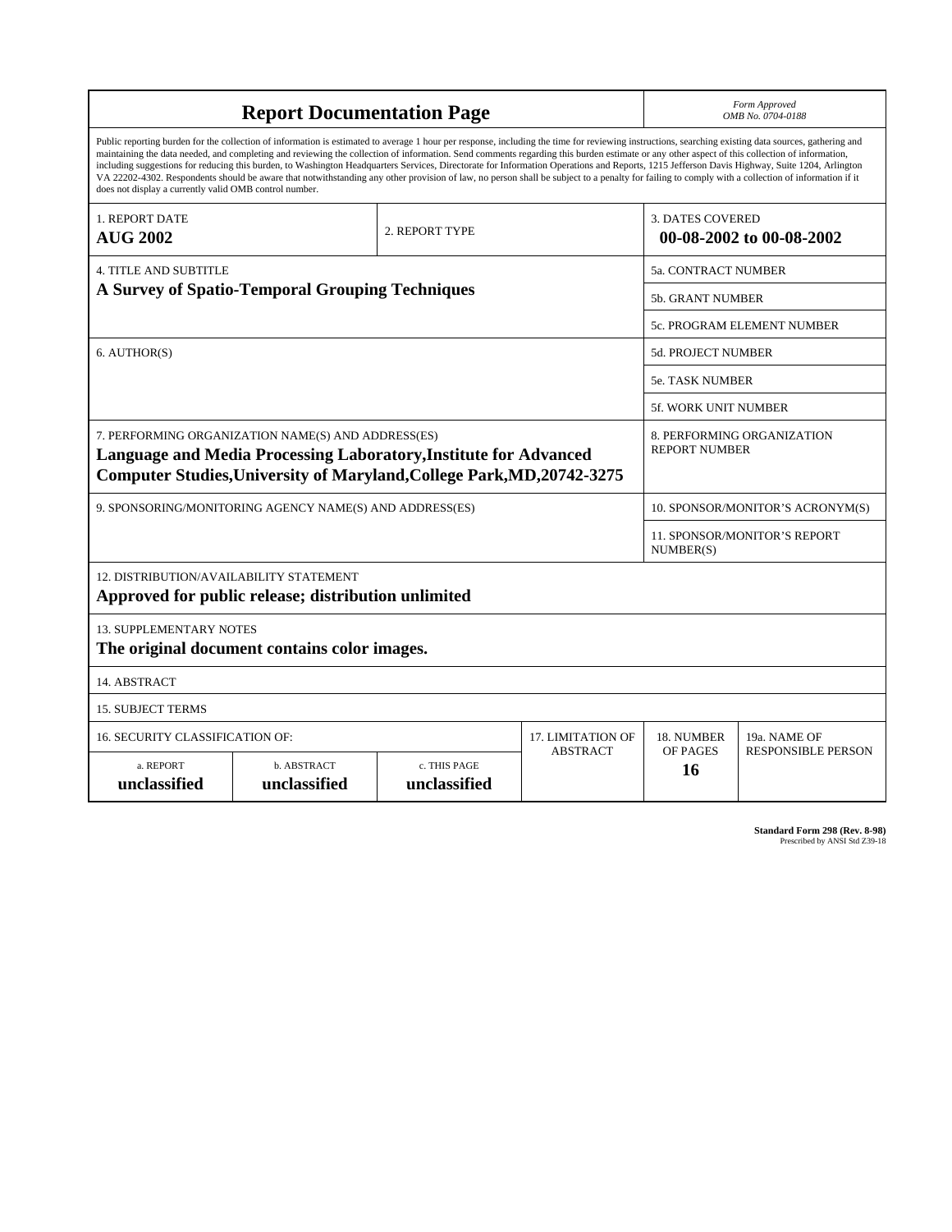# Report Documentation Page

*Form Approved*
*OMB No. 0704-0188*

Public reporting burden for the collection of information is estimated to average 1 hour per response, including the time for reviewing instructions, searching existing data sources, gathering and maintaining the data needed, and completing and reviewing the collection of information. Send comments regarding this burden estimate or any other aspect of this collection of information, including suggestions for reducing this burden, to Washington Headquarters Services, Directorate for Information Operations and Reports, 1215 Jefferson Davis Highway, Suite 1204, Arlington VA 22202-4302. Respondents should be aware that notwithstanding any other provision of law, no person shall be subject to a penalty for failing to comply with a collection of information if it does not display a currently valid OMB control number.

| 1. REPORT DATE | 2. REPORT TYPE | 3. DATES COVERED |
|---|---|---|
| **AUG 2002** | | **00-08-2002 to 00-08-2002** |

| 4. TITLE AND SUBTITLE | |
|---|---|
| **A Survey of Spatio-Temporal Grouping Techniques** | 5a. CONTRACT NUMBER |
| | 5b. GRANT NUMBER |
| | 5c. PROGRAM ELEMENT NUMBER |
| 6. AUTHOR(S) | 5d. PROJECT NUMBER |
| | 5e. TASK NUMBER |
| | 5f. WORK UNIT NUMBER |
| 7. PERFORMING ORGANIZATION NAME(S) AND ADDRESS(ES) **Language and Media Processing Laboratory,Institute for Advanced Computer Studies,University of Maryland,College Park,MD,20742-3275** | 8. PERFORMING ORGANIZATION REPORT NUMBER |
| 9. SPONSORING/MONITORING AGENCY NAME(S) AND ADDRESS(ES) | 10. SPONSOR/MONITOR'S ACRONYM(S) |
| | 11. SPONSOR/MONITOR'S REPORT NUMBER(S) |

12. DISTRIBUTION/AVAILABILITY STATEMENT
**Approved for public release; distribution unlimited**

13. SUPPLEMENTARY NOTES
**The original document contains color images.**

14. ABSTRACT

15. SUBJECT TERMS

| 16. SECURITY CLASSIFICATION OF: | | | 17. LIMITATION OF ABSTRACT | 18. NUMBER OF PAGES | 19a. NAME OF RESPONSIBLE PERSON |
|---|---|---|---|---|---|
| a. REPORT | b. ABSTRACT | c. THIS PAGE | | | |
| **unclassified** | **unclassified** | **unclassified** | | **16** | |

**Standard Form 298 (Rev. 8-98)**
Prescribed by ANSI Std Z39-18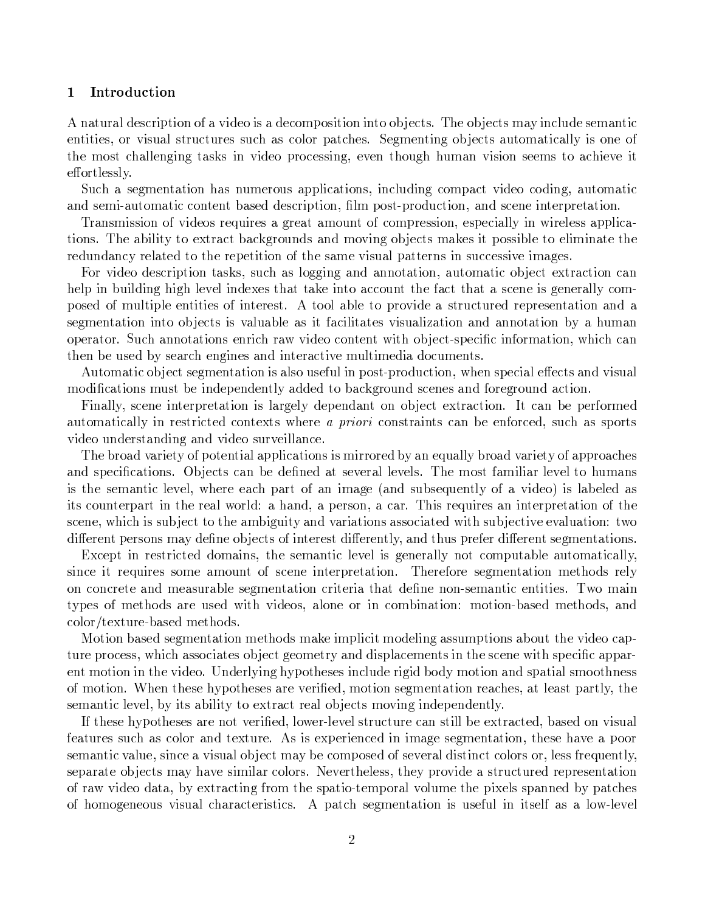## 1 Introduction

A natural description of a video is a decomposition into objects. The objects may include semantic entities, or visual structures such as color patches. Segmenting objects automatically is one of the most challenging tasks in video processing, even though human vision seems to achieve it effortlessly.

Such a segmentation has numerous applications, including compact video coding, automatic and semi-automatic content based description, film post-production, and scene interpretation.

Transmission of videos requires a great amount of compression, especially in wireless applications. The ability to extract backgrounds and moving objects makes it possible to eliminate the redundancy related to the repetition of the same visual patterns in successive images.

For video description tasks, such as logging and annotation, automatic object extraction can help in building high level indexes that take into account the fact that a scene is generally composed of multiple entities of interest. A tool able to provide a structured representation and a segmentation into objects is valuable as it facilitates visualization and annotation by a human operator. Such annotations enrich raw video content with object-specific information, which can then be used by search engines and interactive multimedia documents.

Automatic object segmentation is also useful in post-production, when special effects and visual modifications must be independently added to background scenes and foreground action.

Finally, scene interpretation is largely dependant on object extraction. It can be performed automatically in restricted contexts where *a priori* constraints can be enforced, such as sports video understanding and video surveillance.

The broad variety of potential applications is mirrored by an equally broad variety of approaches and specifications. Objects can be defined at several levels. The most familiar level to humans is the semantic level, where each part of an image (and subsequently of a video) is labeled as its counterpart in the real world: a hand, a person, a car. This requires an interpretation of the scene, which is subject to the ambiguity and variations associated with subjective evaluation: two different persons may define objects of interest differently, and thus prefer different segmentations.

Except in restricted domains, the semantic level is generally not computable automatically, since it requires some amount of scene interpretation. Therefore segmentation methods rely on concrete and measurable segmentation criteria that define non-semantic entities. Two main types of methods are used with videos, alone or in combination: motion-based methods, and color/texture-based methods.

Motion based segmentation methods make implicit modeling assumptions about the video capture process, which associates object geometry and displacements in the scene with specific apparent motion in the video. Underlying hypotheses include rigid body motion and spatial smoothness of motion. When these hypotheses are verified, motion segmentation reaches, at least partly, the semantic level, by its ability to extract real objects moving independently.

If these hypotheses are not verified, lower-level structure can still be extracted, based on visual features such as color and texture. As is experienced in image segmentation, these have a poor semantic value, since a visual object may be composed of several distinct colors or, less frequently, separate objects may have similar colors. Nevertheless, they provide a structured representation of raw video data, by extracting from the spatio-temporal volume the pixels spanned by patches of homogeneous visual characteristics. A patch segmentation is useful in itself as a low-level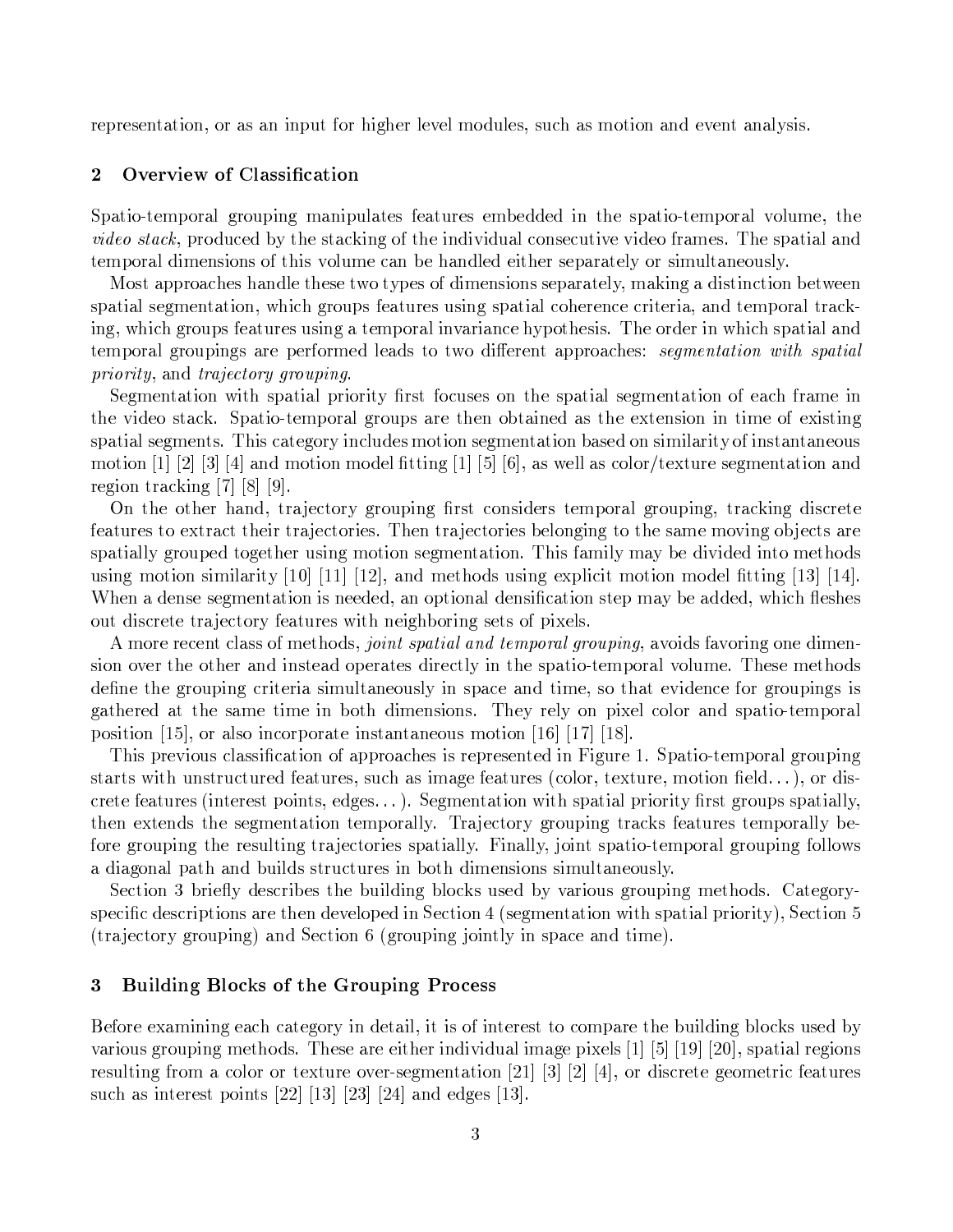representation, or as an input for higher level modules, such as motion and event analysis.

## 2 Overview of Classification

Spatio-temporal grouping manipulates features embedded in the spatio-temporal volume, the *video stack*, produced by the stacking of the individual consecutive video frames. The spatial and temporal dimensions of this volume can be handled either separately or simultaneously.

Most approaches handle these two types of dimensions separately, making a distinction between spatial segmentation, which groups features using spatial coherence criteria, and temporal tracking, which groups features using a temporal invariance hypothesis. The order in which spatial and temporal groupings are performed leads to two different approaches: *segmentation with spatial priority*, and *trajectory grouping*.

Segmentation with spatial priority first focuses on the spatial segmentation of each frame in the video stack. Spatio-temporal groups are then obtained as the extension in time of existing spatial segments. This category includes motion segmentation based on similarity of instantaneous motion [1] [2] [3] [4] and motion model fitting [1] [5] [6], as well as color/texture segmentation and region tracking [7] [8] [9].

On the other hand, trajectory grouping first considers temporal grouping, tracking discrete features to extract their trajectories. Then trajectories belonging to the same moving objects are spatially grouped together using motion segmentation. This family may be divided into methods using motion similarity [10] [11] [12], and methods using explicit motion model fitting [13] [14]. When a dense segmentation is needed, an optional densification step may be added, which fleshes out discrete trajectory features with neighboring sets of pixels.

A more recent class of methods, *joint spatial and temporal grouping*, avoids favoring one dimension over the other and instead operates directly in the spatio-temporal volume. These methods define the grouping criteria simultaneously in space and time, so that evidence for groupings is gathered at the same time in both dimensions. They rely on pixel color and spatio-temporal position [15], or also incorporate instantaneous motion [16] [17] [18].

This previous classification of approaches is represented in Figure 1. Spatio-temporal grouping starts with unstructured features, such as image features (color, texture, motion field...), or discrete features (interest points, edges...). Segmentation with spatial priority first groups spatially, then extends the segmentation temporally. Trajectory grouping tracks features temporally before grouping the resulting trajectories spatially. Finally, joint spatio-temporal grouping follows a diagonal path and builds structures in both dimensions simultaneously.

Section 3 briefly describes the building blocks used by various grouping methods. Category-specific descriptions are then developed in Section 4 (segmentation with spatial priority), Section 5 (trajectory grouping) and Section 6 (grouping jointly in space and time).

## 3 Building Blocks of the Grouping Process

Before examining each category in detail, it is of interest to compare the building blocks used by various grouping methods. These are either individual image pixels [1] [5] [19] [20], spatial regions resulting from a color or texture over-segmentation [21] [3] [2] [4], or discrete geometric features such as interest points [22] [13] [23] [24] and edges [13].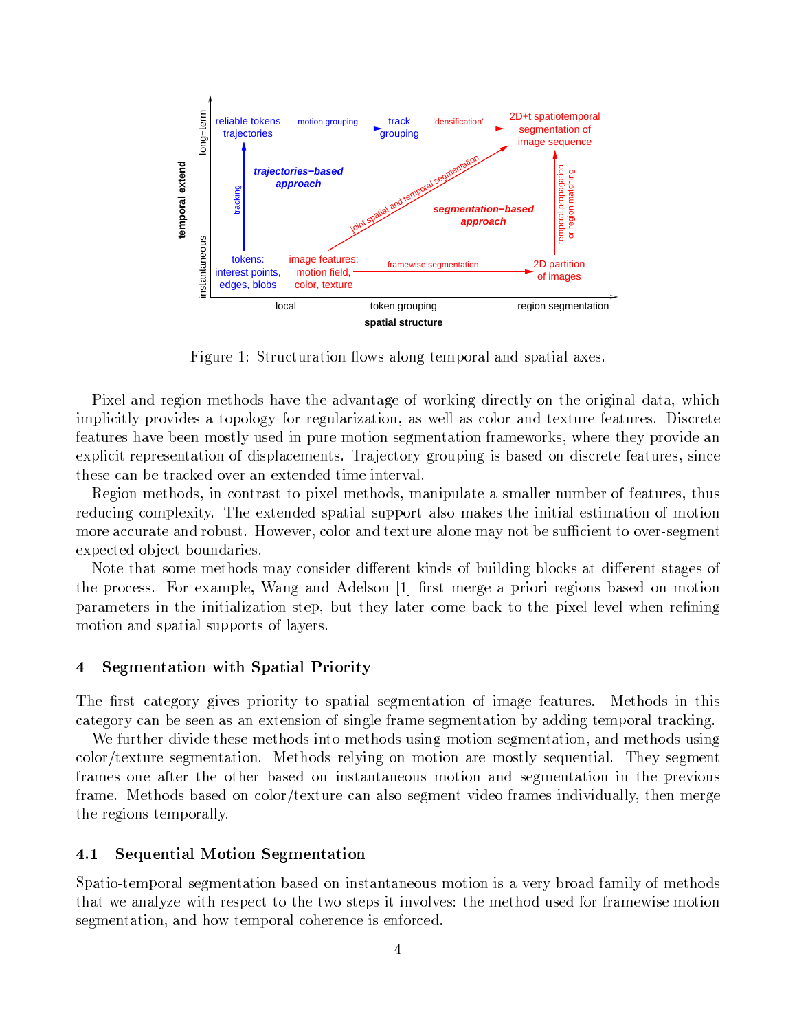Figure 1: Structuration flows along temporal and spatial axes.

Pixel and region methods have the advantage of working directly on the original data, which implicitly provides a topology for regularization, as well as color and texture features. Discrete features have been mostly used in pure motion segmentation frameworks, where they provide an explicit representation of displacements. Trajectory grouping is based on discrete features, since these can be tracked over an extended time interval.

Region methods, in contrast to pixel methods, manipulate a smaller number of features, thus reducing complexity. The extended spatial support also makes the initial estimation of motion more accurate and robust. However, color and texture alone may not be sufficient to over-segment expected object boundaries.

Note that some methods may consider different kinds of building blocks at different stages of the process. For example, Wang and Adelson [1] first merge a priori regions based on motion parameters in the initialization step, but they later come back to the pixel level when refining motion and spatial supports of layers.

## 4 Segmentation with Spatial Priority

The first category gives priority to spatial segmentation of image features. Methods in this category can be seen as an extension of single frame segmentation by adding temporal tracking.

We further divide these methods into methods using motion segmentation, and methods using color/texture segmentation. Methods relying on motion are mostly sequential. They segment frames one after the other based on instantaneous motion and segmentation in the previous frame. Methods based on color/texture can also segment video frames individually, then merge the regions temporally.

### 4.1 Sequential Motion Segmentation

Spatio-temporal segmentation based on instantaneous motion is a very broad family of methods that we analyze with respect to the two steps it involves: the method used for framewise motion segmentation, and how temporal coherence is enforced.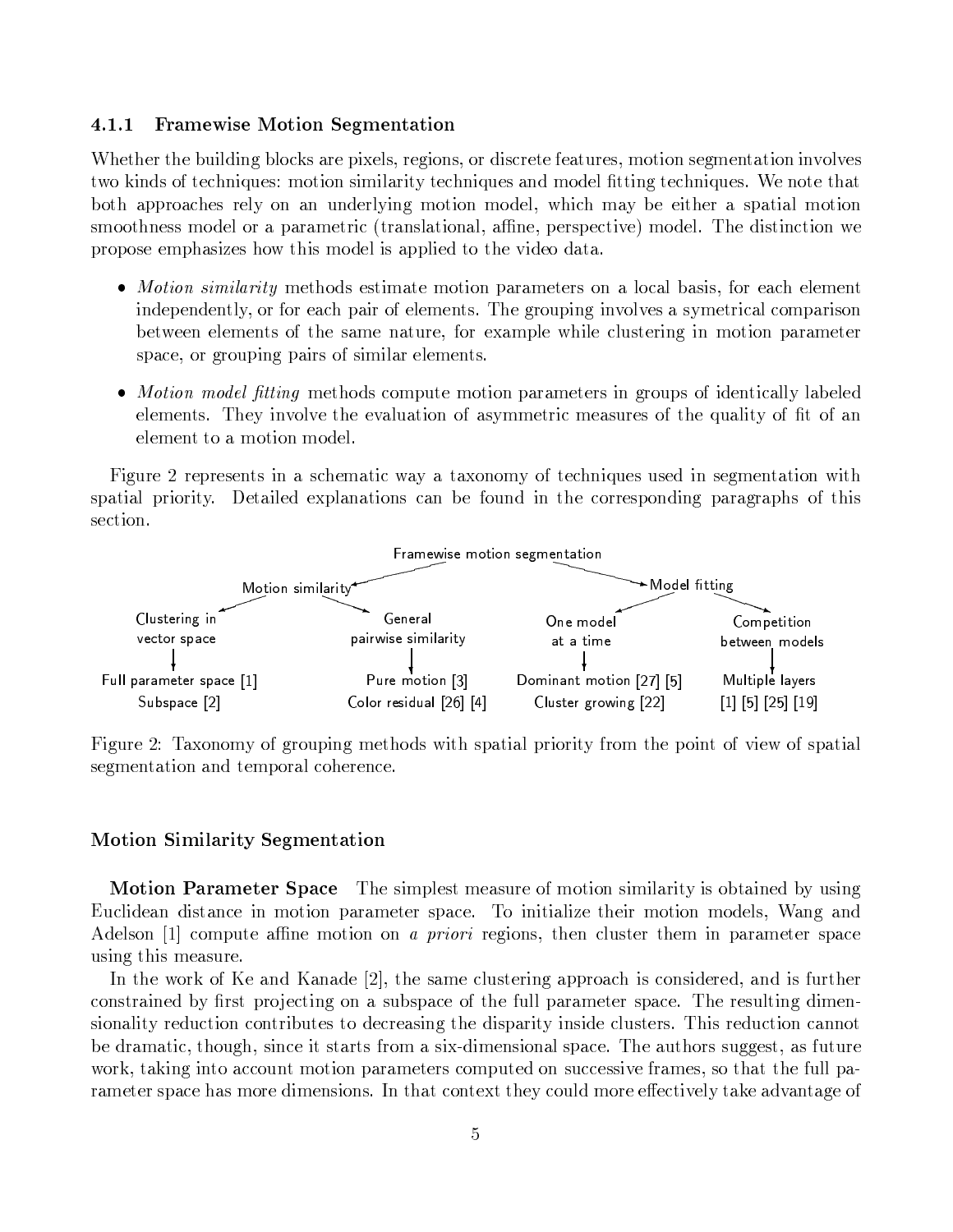### 4.1.1 Framewise Motion Segmentation

Whether the building blocks are pixels, regions, or discrete features, motion segmentation involves two kinds of techniques: motion similarity techniques and model fitting techniques. We note that both approaches rely on an underlying motion model, which may be either a spatial motion smoothness model or a parametric (translational, affine, perspective) model. The distinction we propose emphasizes how this model is applied to the video data.

- *Motion similarity* methods estimate motion parameters on a local basis, for each element independently, or for each pair of elements. The grouping involves a symetrical comparison between elements of the same nature, for example while clustering in motion parameter space, or grouping pairs of similar elements.
- *Motion model fitting* methods compute motion parameters in groups of identically labeled elements. They involve the evaluation of asymmetric measures of the quality of fit of an element to a motion model.

Figure 2 represents in a schematic way a taxonomy of techniques used in segmentation with spatial priority. Detailed explanations can be found in the corresponding paragraphs of this section.

- Framewise motion segmentation
  - Motion similarity
    - Clustering in vector space
      - Full parameter space [1]
      - Subspace [2]
    - General pairwise similarity
      - Pure motion [3]
      - Color residual [26] [4]
  - Model fitting
    - One model at a time
      - Dominant motion [27] [5]
      - Cluster growing [22]
    - Competition between models
      - Multiple layers [1] [5] [25] [19]

Figure 2: Taxonomy of grouping methods with spatial priority from the point of view of spatial segmentation and temporal coherence.

### Motion Similarity Segmentation

**Motion Parameter Space** The simplest measure of motion similarity is obtained by using Euclidean distance in motion parameter space. To initialize their motion models, Wang and Adelson [1] compute affine motion on *a priori* regions, then cluster them in parameter space using this measure.

In the work of Ke and Kanade [2], the same clustering approach is considered, and is further constrained by first projecting on a subspace of the full parameter space. The resulting dimensionality reduction contributes to decreasing the disparity inside clusters. This reduction cannot be dramatic, though, since it starts from a six-dimensional space. The authors suggest, as future work, taking into account motion parameters computed on successive frames, so that the full parameter space has more dimensions. In that context they could more effectively take advantage of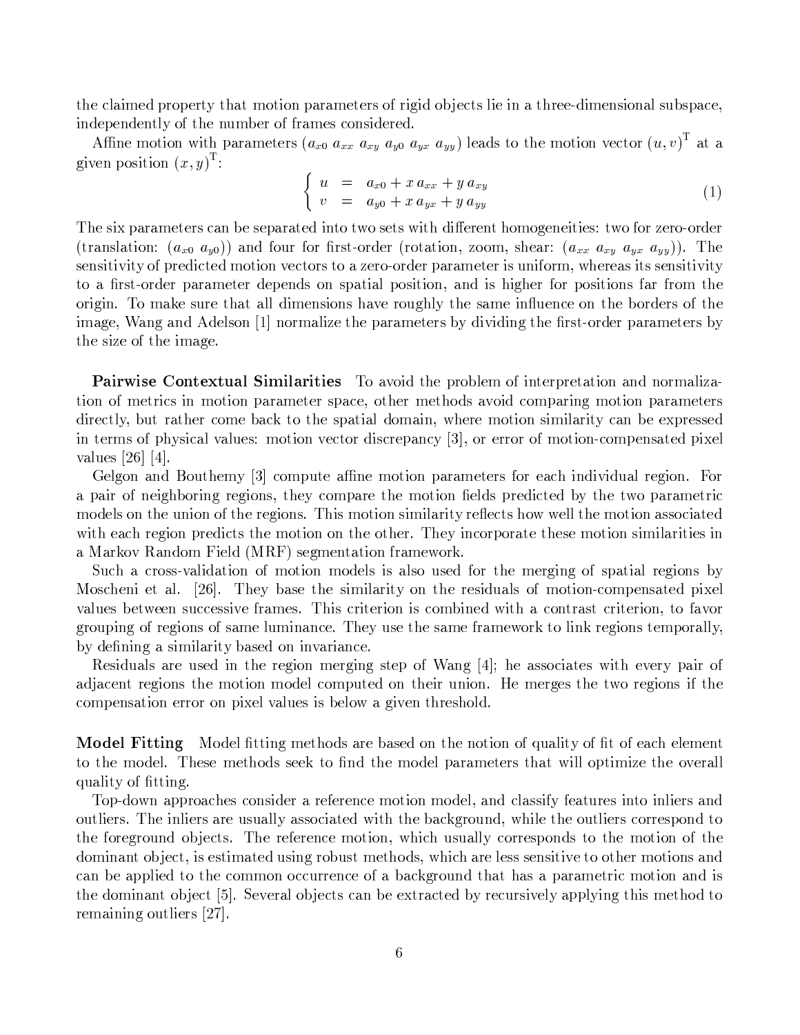the claimed property that motion parameters of rigid objects lie in a three-dimensional subspace, independently of the number of frames considered.

Affine motion with parameters $(a_{x0}\ a_{xx}\ a_{xy}\ a_{y0}\ a_{yx}\ a_{yy})$ leads to the motion vector $(u, v)^{\mathrm{T}}$ at a given position $(x, y)^{\mathrm{T}}$:

$$\begin{cases} u &= a_{x0} + x\, a_{xx} + y\, a_{xy} \\ v &= a_{y0} + x\, a_{yx} + y\, a_{yy} \end{cases} \tag{1}$$

The six parameters can be separated into two sets with different homogeneities: two for zero-order (translation: $(a_{x0}\ a_{y0})$) and four for first-order (rotation, zoom, shear: $(a_{xx}\ a_{xy}\ a_{yx}\ a_{yy})$). The sensitivity of predicted motion vectors to a zero-order parameter is uniform, whereas its sensitivity to a first-order parameter depends on spatial position, and is higher for positions far from the origin. To make sure that all dimensions have roughly the same influence on the borders of the image, Wang and Adelson [1] normalize the parameters by dividing the first-order parameters by the size of the image.

**Pairwise Contextual Similarities** To avoid the problem of interpretation and normalization of metrics in motion parameter space, other methods avoid comparing motion parameters directly, but rather come back to the spatial domain, where motion similarity can be expressed in terms of physical values: motion vector discrepancy [3], or error of motion-compensated pixel values [26] [4].

Gelgon and Bouthemy [3] compute affine motion parameters for each individual region. For a pair of neighboring regions, they compare the motion fields predicted by the two parametric models on the union of the regions. This motion similarity reflects how well the motion associated with each region predicts the motion on the other. They incorporate these motion similarities in a Markov Random Field (MRF) segmentation framework.

Such a cross-validation of motion models is also used for the merging of spatial regions by Moscheni et al. [26]. They base the similarity on the residuals of motion-compensated pixel values between successive frames. This criterion is combined with a contrast criterion, to favor grouping of regions of same luminance. They use the same framework to link regions temporally, by defining a similarity based on invariance.

Residuals are used in the region merging step of Wang [4]; he associates with every pair of adjacent regions the motion model computed on their union. He merges the two regions if the compensation error on pixel values is below a given threshold.

**Model Fitting** Model fitting methods are based on the notion of quality of fit of each element to the model. These methods seek to find the model parameters that will optimize the overall quality of fitting.

Top-down approaches consider a reference motion model, and classify features into inliers and outliers. The inliers are usually associated with the background, while the outliers correspond to the foreground objects. The reference motion, which usually corresponds to the motion of the dominant object, is estimated using robust methods, which are less sensitive to other motions and can be applied to the common occurrence of a background that has a parametric motion and is the dominant object [5]. Several objects can be extracted by recursively applying this method to remaining outliers [27].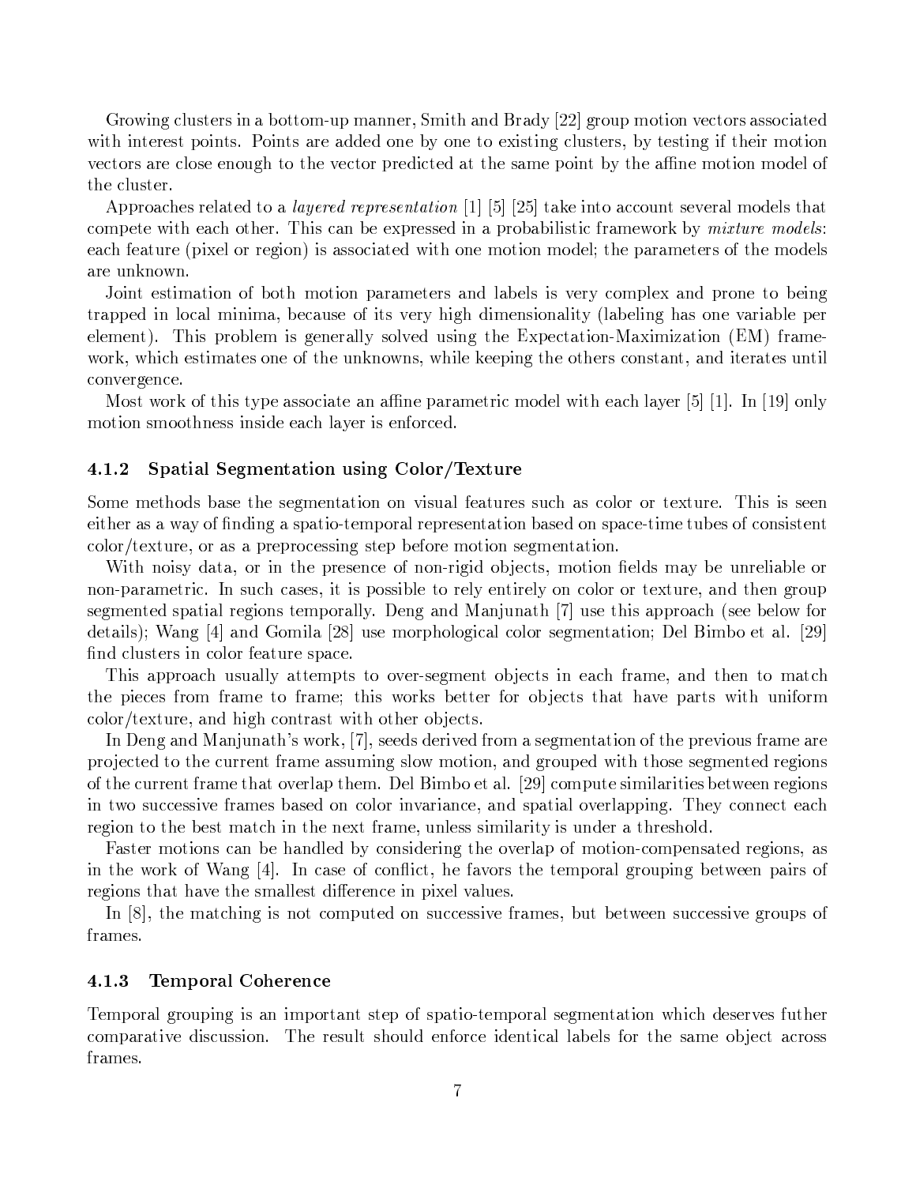Growing clusters in a bottom-up manner, Smith and Brady [22] group motion vectors associated with interest points. Points are added one by one to existing clusters, by testing if their motion vectors are close enough to the vector predicted at the same point by the affine motion model of the cluster.

Approaches related to a *layered representation* [1] [5] [25] take into account several models that compete with each other. This can be expressed in a probabilistic framework by *mixture models*: each feature (pixel or region) is associated with one motion model; the parameters of the models are unknown.

Joint estimation of both motion parameters and labels is very complex and prone to being trapped in local minima, because of its very high dimensionality (labeling has one variable per element). This problem is generally solved using the Expectation-Maximization (EM) framework, which estimates one of the unknowns, while keeping the others constant, and iterates until convergence.

Most work of this type associate an affine parametric model with each layer [5] [1]. In [19] only motion smoothness inside each layer is enforced.

### 4.1.2 Spatial Segmentation using Color/Texture

Some methods base the segmentation on visual features such as color or texture. This is seen either as a way of finding a spatio-temporal representation based on space-time tubes of consistent color/texture, or as a preprocessing step before motion segmentation.

With noisy data, or in the presence of non-rigid objects, motion fields may be unreliable or non-parametric. In such cases, it is possible to rely entirely on color or texture, and then group segmented spatial regions temporally. Deng and Manjunath [7] use this approach (see below for details); Wang [4] and Gomila [28] use morphological color segmentation; Del Bimbo et al. [29] find clusters in color feature space.

This approach usually attempts to over-segment objects in each frame, and then to match the pieces from frame to frame; this works better for objects that have parts with uniform color/texture, and high contrast with other objects.

In Deng and Manjunath's work, [7], seeds derived from a segmentation of the previous frame are projected to the current frame assuming slow motion, and grouped with those segmented regions of the current frame that overlap them. Del Bimbo et al. [29] compute similarities between regions in two successive frames based on color invariance, and spatial overlapping. They connect each region to the best match in the next frame, unless similarity is under a threshold.

Faster motions can be handled by considering the overlap of motion-compensated regions, as in the work of Wang [4]. In case of conflict, he favors the temporal grouping between pairs of regions that have the smallest difference in pixel values.

In [8], the matching is not computed on successive frames, but between successive groups of frames.

### 4.1.3 Temporal Coherence

Temporal grouping is an important step of spatio-temporal segmentation which deserves futher comparative discussion. The result should enforce identical labels for the same object across frames.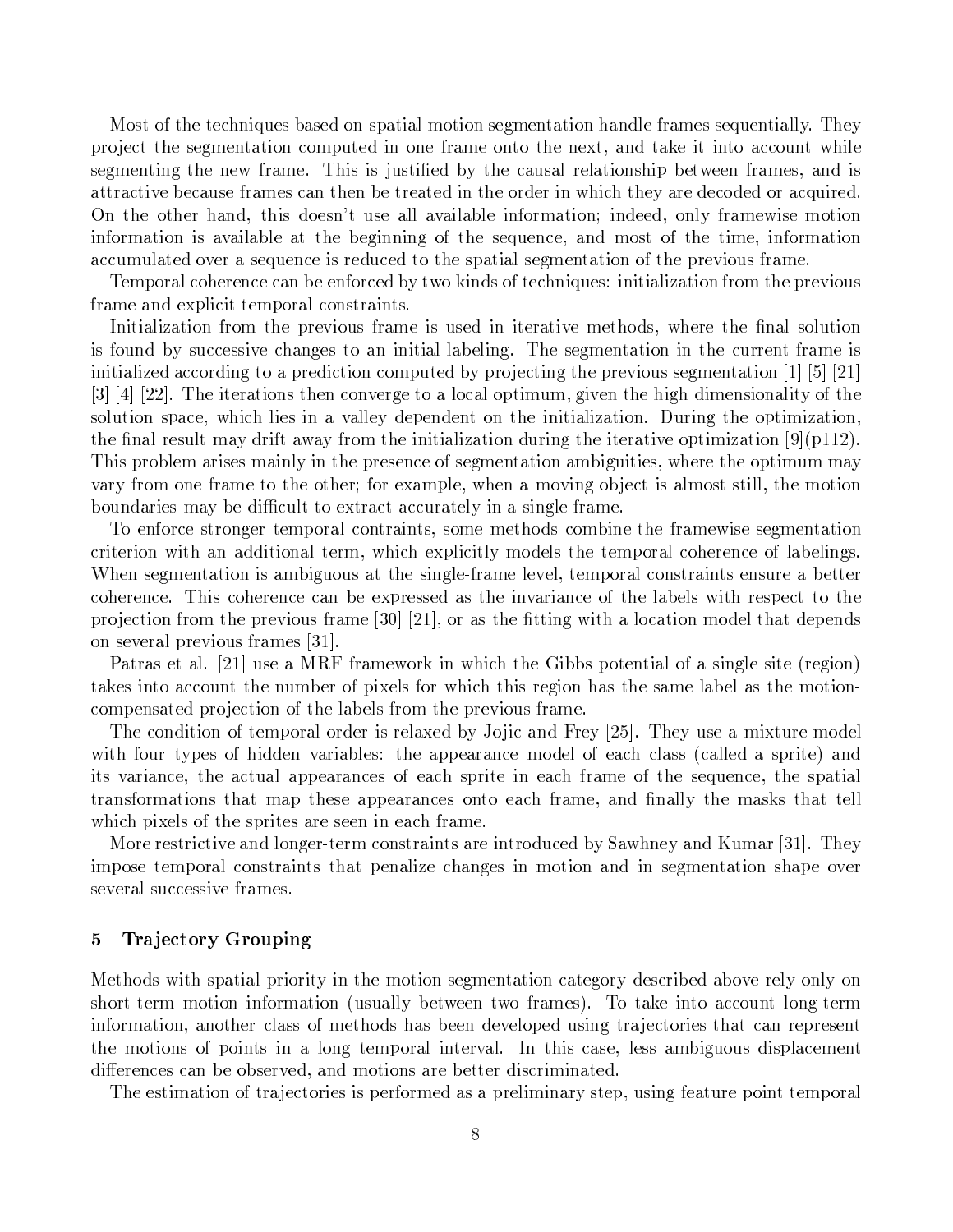Most of the techniques based on spatial motion segmentation handle frames sequentially. They project the segmentation computed in one frame onto the next, and take it into account while segmenting the new frame. This is justified by the causal relationship between frames, and is attractive because frames can then be treated in the order in which they are decoded or acquired. On the other hand, this doesn't use all available information; indeed, only framewise motion information is available at the beginning of the sequence, and most of the time, information accumulated over a sequence is reduced to the spatial segmentation of the previous frame.

Temporal coherence can be enforced by two kinds of techniques: initialization from the previous frame and explicit temporal constraints.

Initialization from the previous frame is used in iterative methods, where the final solution is found by successive changes to an initial labeling. The segmentation in the current frame is initialized according to a prediction computed by projecting the previous segmentation [1] [5] [21] [3] [4] [22]. The iterations then converge to a local optimum, given the high dimensionality of the solution space, which lies in a valley dependent on the initialization. During the optimization, the final result may drift away from the initialization during the iterative optimization [9](p112). This problem arises mainly in the presence of segmentation ambiguities, where the optimum may vary from one frame to the other; for example, when a moving object is almost still, the motion boundaries may be difficult to extract accurately in a single frame.

To enforce stronger temporal contraints, some methods combine the framewise segmentation criterion with an additional term, which explicitly models the temporal coherence of labelings. When segmentation is ambiguous at the single-frame level, temporal constraints ensure a better coherence. This coherence can be expressed as the invariance of the labels with respect to the projection from the previous frame [30] [21], or as the fitting with a location model that depends on several previous frames [31].

Patras et al. [21] use a MRF framework in which the Gibbs potential of a single site (region) takes into account the number of pixels for which this region has the same label as the motion-compensated projection of the labels from the previous frame.

The condition of temporal order is relaxed by Jojic and Frey [25]. They use a mixture model with four types of hidden variables: the appearance model of each class (called a sprite) and its variance, the actual appearances of each sprite in each frame of the sequence, the spatial transformations that map these appearances onto each frame, and finally the masks that tell which pixels of the sprites are seen in each frame.

More restrictive and longer-term constraints are introduced by Sawhney and Kumar [31]. They impose temporal constraints that penalize changes in motion and in segmentation shape over several successive frames.

## 5 Trajectory Grouping

Methods with spatial priority in the motion segmentation category described above rely only on short-term motion information (usually between two frames). To take into account long-term information, another class of methods has been developed using trajectories that can represent the motions of points in a long temporal interval. In this case, less ambiguous displacement differences can be observed, and motions are better discriminated.

The estimation of trajectories is performed as a preliminary step, using feature point temporal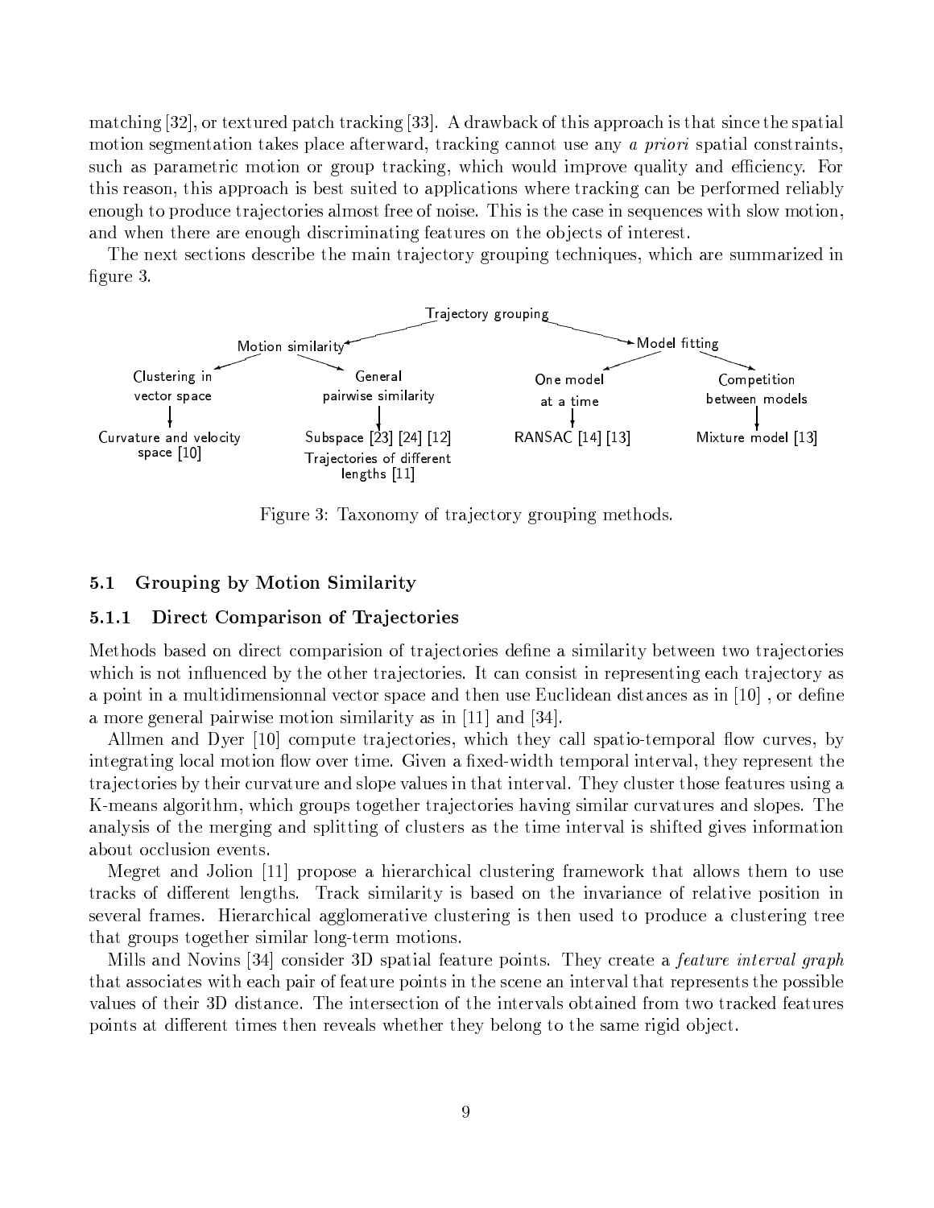matching [32], or textured patch tracking [33]. A drawback of this approach is that since the spatial motion segmentation takes place afterward, tracking cannot use any *a priori* spatial constraints, such as parametric motion or group tracking, which would improve quality and efficiency. For this reason, this approach is best suited to applications where tracking can be performed reliably enough to produce trajectories almost free of noise. This is the case in sequences with slow motion, and when there are enough discriminating features on the objects of interest.

The next sections describe the main trajectory grouping techniques, which are summarized in figure 3.

Trajectory grouping
- Motion similarity
  - Clustering in vector space
    - Curvature and velocity space [10]
  - General pairwise similarity
    - Subspace [23] [24] [12]
    - Trajectories of different lengths [11]
- Model fitting
  - One model at a time
    - RANSAC [14] [13]
  - Competition between models
    - Mixture model [13]

Figure 3: Taxonomy of trajectory grouping methods.

### 5.1 Grouping by Motion Similarity

#### 5.1.1 Direct Comparison of Trajectories

Methods based on direct comparision of trajectories define a similarity between two trajectories which is not influenced by the other trajectories. It can consist in representing each trajectory as a point in a multidimensionnal vector space and then use Euclidean distances as in [10] , or define a more general pairwise motion similarity as in [11] and [34].

Allmen and Dyer [10] compute trajectories, which they call spatio-temporal flow curves, by integrating local motion flow over time. Given a fixed-width temporal interval, they represent the trajectories by their curvature and slope values in that interval. They cluster those features using a K-means algorithm, which groups together trajectories having similar curvatures and slopes. The analysis of the merging and splitting of clusters as the time interval is shifted gives information about occlusion events.

Megret and Jolion [11] propose a hierarchical clustering framework that allows them to use tracks of different lengths. Track similarity is based on the invariance of relative position in several frames. Hierarchical agglomerative clustering is then used to produce a clustering tree that groups together similar long-term motions.

Mills and Novins [34] consider 3D spatial feature points. They create a *feature interval graph* that associates with each pair of feature points in the scene an interval that represents the possible values of their 3D distance. The intersection of the intervals obtained from two tracked features points at different times then reveals whether they belong to the same rigid object.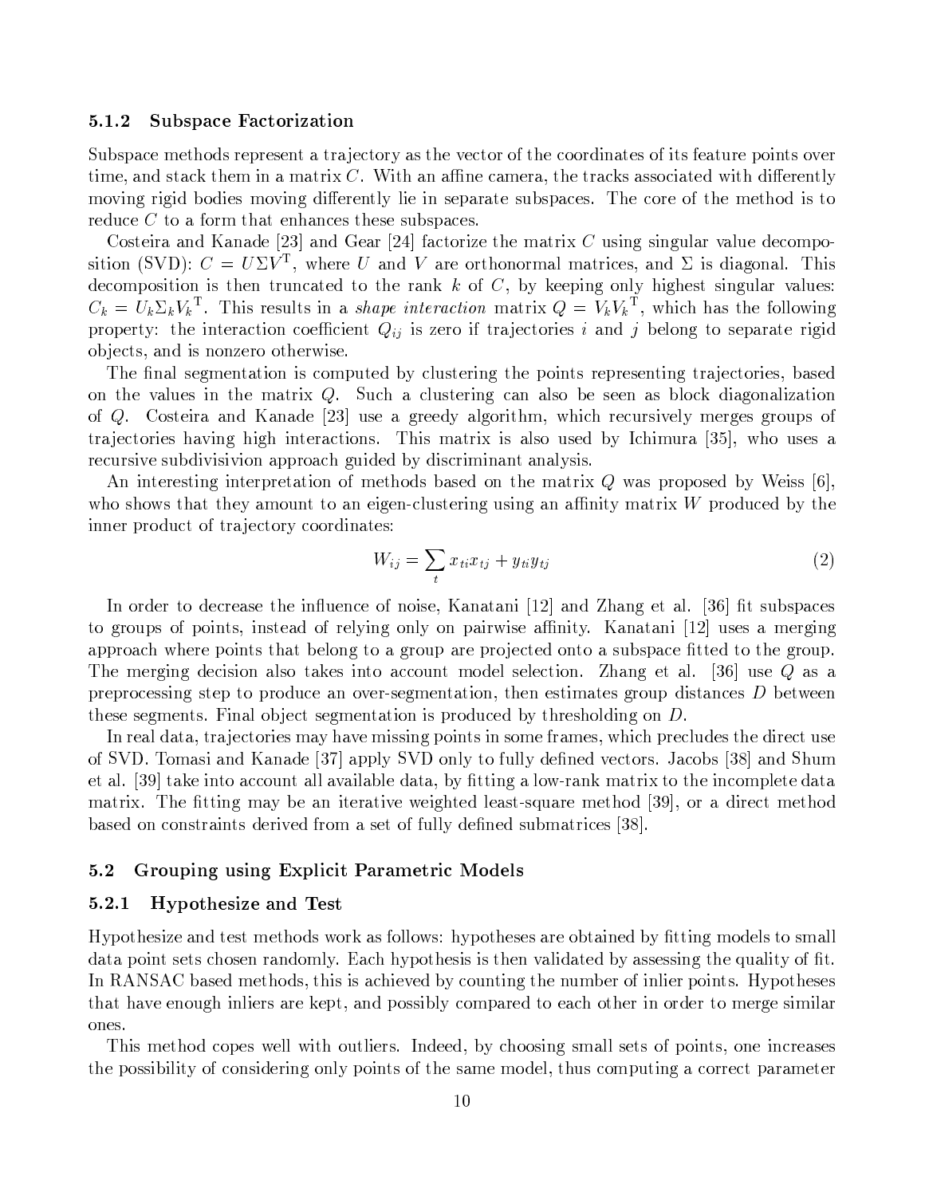### 5.1.2 Subspace Factorization

Subspace methods represent a trajectory as the vector of the coordinates of its feature points over time, and stack them in a matrix $C$. With an affine camera, the tracks associated with differently moving rigid bodies moving differently lie in separate subspaces. The core of the method is to reduce $C$ to a form that enhances these subspaces.

Costeira and Kanade [23] and Gear [24] factorize the matrix $C$ using singular value decomposition (SVD): $C = U\Sigma V^{\mathrm{T}}$, where $U$ and $V$ are orthonormal matrices, and $\Sigma$ is diagonal. This decomposition is then truncated to the rank $k$ of $C$, by keeping only highest singular values: $C_k = U_k \Sigma_k {V_k}^{\mathrm{T}}$. This results in a *shape interaction* matrix $Q = V_k {V_k}^{\mathrm{T}}$, which has the following property: the interaction coefficient $Q_{ij}$ is zero if trajectories $i$ and $j$ belong to separate rigid objects, and is nonzero otherwise.

The final segmentation is computed by clustering the points representing trajectories, based on the values in the matrix $Q$. Such a clustering can also be seen as block diagonalization of $Q$. Costeira and Kanade [23] use a greedy algorithm, which recursively merges groups of trajectories having high interactions. This matrix is also used by Ichimura [35], who uses a recursive subdivisivion approach guided by discriminant analysis.

An interesting interpretation of methods based on the matrix $Q$ was proposed by Weiss [6], who shows that they amount to an eigen-clustering using an affinity matrix $W$ produced by the inner product of trajectory coordinates:

$$W_{ij} = \sum_t x_{ti} x_{tj} + y_{ti} y_{tj} \tag{2}$$

In order to decrease the influence of noise, Kanatani [12] and Zhang et al. [36] fit subspaces to groups of points, instead of relying only on pairwise affinity. Kanatani [12] uses a merging approach where points that belong to a group are projected onto a subspace fitted to the group. The merging decision also takes into account model selection. Zhang et al. [36] use $Q$ as a preprocessing step to produce an over-segmentation, then estimates group distances $D$ between these segments. Final object segmentation is produced by thresholding on $D$.

In real data, trajectories may have missing points in some frames, which precludes the direct use of SVD. Tomasi and Kanade [37] apply SVD only to fully defined vectors. Jacobs [38] and Shum et al. [39] take into account all available data, by fitting a low-rank matrix to the incomplete data matrix. The fitting may be an iterative weighted least-square method [39], or a direct method based on constraints derived from a set of fully defined submatrices [38].

## 5.2 Grouping using Explicit Parametric Models

### 5.2.1 Hypothesize and Test

Hypothesize and test methods work as follows: hypotheses are obtained by fitting models to small data point sets chosen randomly. Each hypothesis is then validated by assessing the quality of fit. In RANSAC based methods, this is achieved by counting the number of inlier points. Hypotheses that have enough inliers are kept, and possibly compared to each other in order to merge similar ones.

This method copes well with outliers. Indeed, by choosing small sets of points, one increases the possibility of considering only points of the same model, thus computing a correct parameter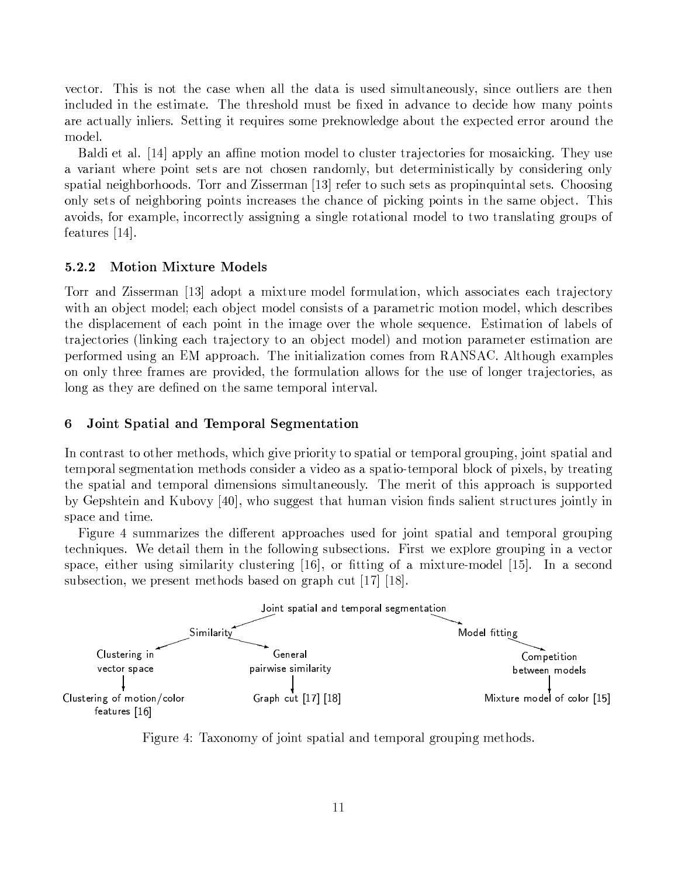vector. This is not the case when all the data is used simultaneously, since outliers are then included in the estimate. The threshold must be fixed in advance to decide how many points are actually inliers. Setting it requires some preknowledge about the expected error around the model.

Baldi et al. [14] apply an affine motion model to cluster trajectories for mosaicking. They use a variant where point sets are not chosen randomly, but deterministically by considering only spatial neighborhoods. Torr and Zisserman [13] refer to such sets as propinquintal sets. Choosing only sets of neighboring points increases the chance of picking points in the same object. This avoids, for example, incorrectly assigning a single rotational model to two translating groups of features [14].

### 5.2.2 Motion Mixture Models

Torr and Zisserman [13] adopt a mixture model formulation, which associates each trajectory with an object model; each object model consists of a parametric motion model, which describes the displacement of each point in the image over the whole sequence. Estimation of labels of trajectories (linking each trajectory to an object model) and motion parameter estimation are performed using an EM approach. The initialization comes from RANSAC. Although examples on only three frames are provided, the formulation allows for the use of longer trajectories, as long as they are defined on the same temporal interval.

## 6 Joint Spatial and Temporal Segmentation

In contrast to other methods, which give priority to spatial or temporal grouping, joint spatial and temporal segmentation methods consider a video as a spatio-temporal block of pixels, by treating the spatial and temporal dimensions simultaneously. The merit of this approach is supported by Gepshtein and Kubovy [40], who suggest that human vision finds salient structures jointly in space and time.

Figure 4 summarizes the different approaches used for joint spatial and temporal grouping techniques. We detail them in the following subsections. First we explore grouping in a vector space, either using similarity clustering [16], or fitting of a mixture-model [15]. In a second subsection, we present methods based on graph cut [17] [18].

- Joint spatial and temporal segmentation
  - Similarity
    - Clustering in vector space
      - Clustering of motion/color features [16]
    - General pairwise similarity
      - Graph cut [17] [18]
  - Model fitting
    - Competition between models
      - Mixture model of color [15]

Figure 4: Taxonomy of joint spatial and temporal grouping methods.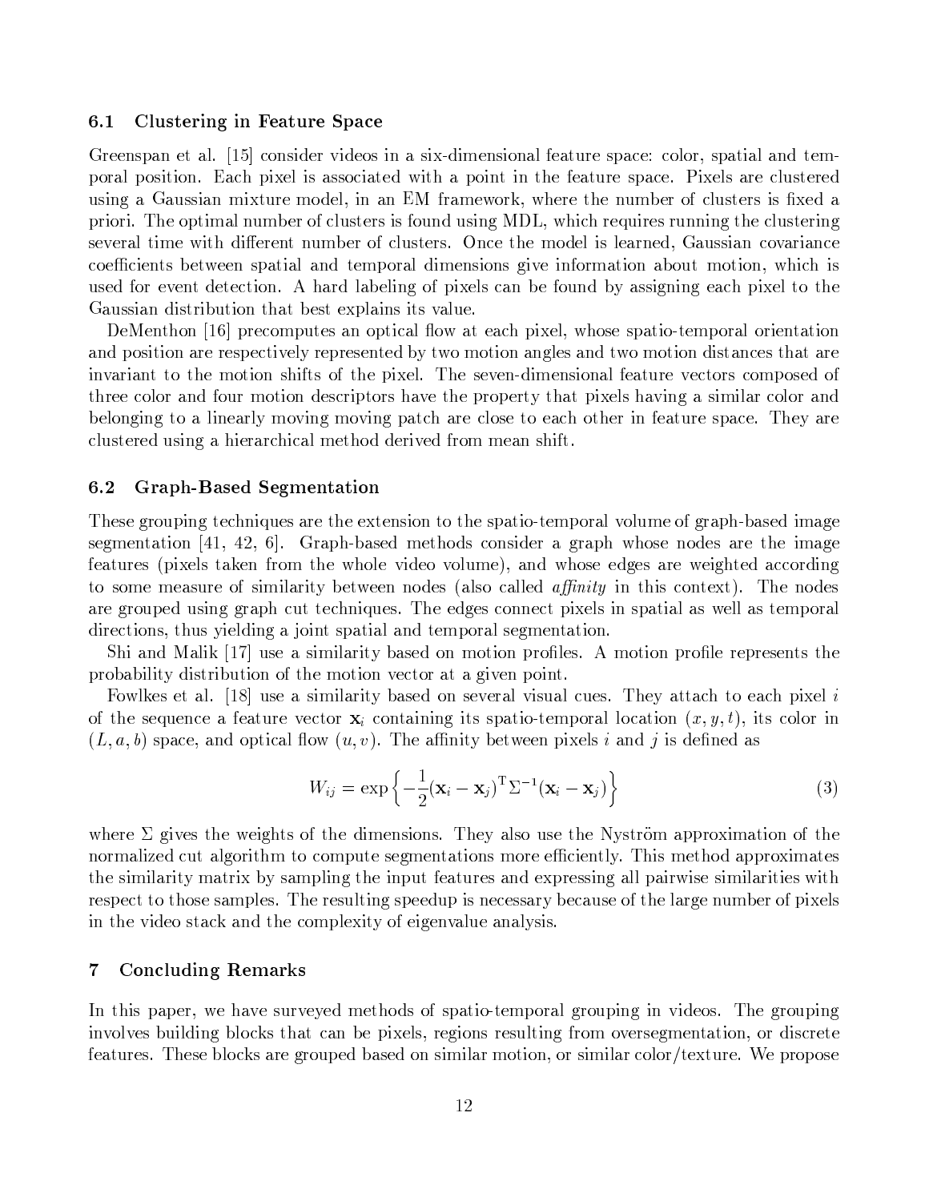### 6.1 Clustering in Feature Space

Greenspan et al. [15] consider videos in a six-dimensional feature space: color, spatial and temporal position. Each pixel is associated with a point in the feature space. Pixels are clustered using a Gaussian mixture model, in an EM framework, where the number of clusters is fixed a priori. The optimal number of clusters is found using MDL, which requires running the clustering several time with different number of clusters. Once the model is learned, Gaussian covariance coefficients between spatial and temporal dimensions give information about motion, which is used for event detection. A hard labeling of pixels can be found by assigning each pixel to the Gaussian distribution that best explains its value.

DeMenthon [16] precomputes an optical flow at each pixel, whose spatio-temporal orientation and position are respectively represented by two motion angles and two motion distances that are invariant to the motion shifts of the pixel. The seven-dimensional feature vectors composed of three color and four motion descriptors have the property that pixels having a similar color and belonging to a linearly moving moving patch are close to each other in feature space. They are clustered using a hierarchical method derived from mean shift.

### 6.2 Graph-Based Segmentation

These grouping techniques are the extension to the spatio-temporal volume of graph-based image segmentation [41, 42, 6]. Graph-based methods consider a graph whose nodes are the image features (pixels taken from the whole video volume), and whose edges are weighted according to some measure of similarity between nodes (also called *affinity* in this context). The nodes are grouped using graph cut techniques. The edges connect pixels in spatial as well as temporal directions, thus yielding a joint spatial and temporal segmentation.

Shi and Malik [17] use a similarity based on motion profiles. A motion profile represents the probability distribution of the motion vector at a given point.

Fowlkes et al. [18] use a similarity based on several visual cues. They attach to each pixel $i$ of the sequence a feature vector $\mathbf{x}_i$ containing its spatio-temporal location $(x, y, t)$, its color in $(L, a, b)$ space, and optical flow $(u, v)$. The affinity between pixels $i$ and $j$ is defined as

$$W_{ij} = \exp\left\{-\frac{1}{2}(\mathbf{x}_i - \mathbf{x}_j)^{\mathrm{T}}\Sigma^{-1}(\mathbf{x}_i - \mathbf{x}_j)\right\} \tag{3}$$

where $\Sigma$ gives the weights of the dimensions. They also use the Nyström approximation of the normalized cut algorithm to compute segmentations more efficiently. This method approximates the similarity matrix by sampling the input features and expressing all pairwise similarities with respect to those samples. The resulting speedup is necessary because of the large number of pixels in the video stack and the complexity of eigenvalue analysis.

## 7 Concluding Remarks

In this paper, we have surveyed methods of spatio-temporal grouping in videos. The grouping involves building blocks that can be pixels, regions resulting from oversegmentation, or discrete features. These blocks are grouped based on similar motion, or similar color/texture. We propose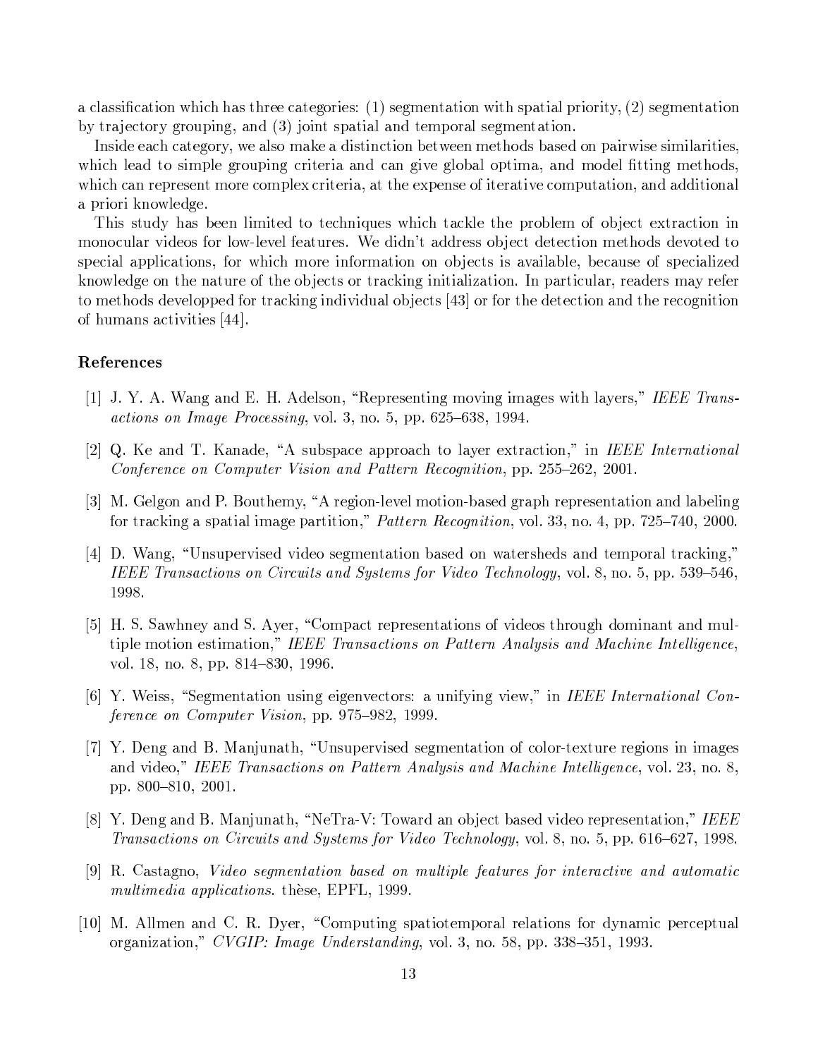a classification which has three categories: (1) segmentation with spatial priority, (2) segmentation by trajectory grouping, and (3) joint spatial and temporal segmentation.

Inside each category, we also make a distinction between methods based on pairwise similarities, which lead to simple grouping criteria and can give global optima, and model fitting methods, which can represent more complex criteria, at the expense of iterative computation, and additional a priori knowledge.

This study has been limited to techniques which tackle the problem of object extraction in monocular videos for low-level features. We didn't address object detection methods devoted to special applications, for which more information on objects is available, because of specialized knowledge on the nature of the objects or tracking initialization. In particular, readers may refer to methods developped for tracking individual objects [43] or for the detection and the recognition of humans activities [44].

## References

[1] J. Y. A. Wang and E. H. Adelson, "Representing moving images with layers," *IEEE Transactions on Image Processing*, vol. 3, no. 5, pp. 625–638, 1994.

[2] Q. Ke and T. Kanade, "A subspace approach to layer extraction," in *IEEE International Conference on Computer Vision and Pattern Recognition*, pp. 255–262, 2001.

[3] M. Gelgon and P. Bouthemy, "A region-level motion-based graph representation and labeling for tracking a spatial image partition," *Pattern Recognition*, vol. 33, no. 4, pp. 725–740, 2000.

[4] D. Wang, "Unsupervised video segmentation based on watersheds and temporal tracking," *IEEE Transactions on Circuits and Systems for Video Technology*, vol. 8, no. 5, pp. 539–546, 1998.

[5] H. S. Sawhney and S. Ayer, "Compact representations of videos through dominant and multiple motion estimation," *IEEE Transactions on Pattern Analysis and Machine Intelligence*, vol. 18, no. 8, pp. 814–830, 1996.

[6] Y. Weiss, "Segmentation using eigenvectors: a unifying view," in *IEEE International Conference on Computer Vision*, pp. 975–982, 1999.

[7] Y. Deng and B. Manjunath, "Unsupervised segmentation of color-texture regions in images and video," *IEEE Transactions on Pattern Analysis and Machine Intelligence*, vol. 23, no. 8, pp. 800–810, 2001.

[8] Y. Deng and B. Manjunath, "NeTra-V: Toward an object based video representation," *IEEE Transactions on Circuits and Systems for Video Technology*, vol. 8, no. 5, pp. 616–627, 1998.

[9] R. Castagno, *Video segmentation based on multiple features for interactive and automatic multimedia applications.* thèse, EPFL, 1999.

[10] M. Allmen and C. R. Dyer, "Computing spatiotemporal relations for dynamic perceptual organization," *CVGIP: Image Understanding*, vol. 3, no. 58, pp. 338–351, 1993.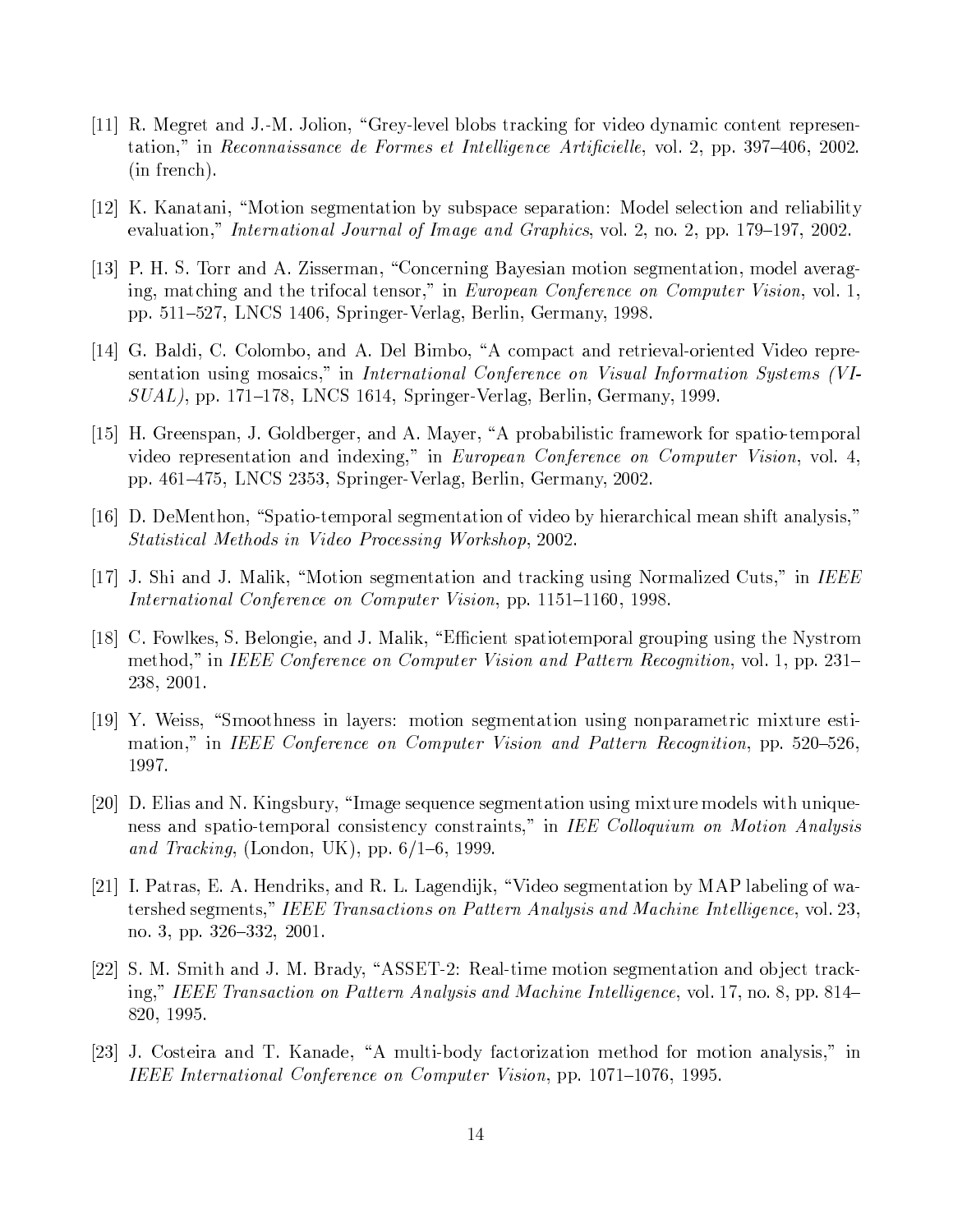[11] R. Megret and J.-M. Jolion, "Grey-level blobs tracking for video dynamic content representation," in *Reconnaissance de Formes et Intelligence Artificielle*, vol. 2, pp. 397–406, 2002. (in french).

[12] K. Kanatani, "Motion segmentation by subspace separation: Model selection and reliability evaluation," *International Journal of Image and Graphics*, vol. 2, no. 2, pp. 179–197, 2002.

[13] P. H. S. Torr and A. Zisserman, "Concerning Bayesian motion segmentation, model averaging, matching and the trifocal tensor," in *European Conference on Computer Vision*, vol. 1, pp. 511–527, LNCS 1406, Springer-Verlag, Berlin, Germany, 1998.

[14] G. Baldi, C. Colombo, and A. Del Bimbo, "A compact and retrieval-oriented Video representation using mosaics," in *International Conference on Visual Information Systems (VISUAL)*, pp. 171–178, LNCS 1614, Springer-Verlag, Berlin, Germany, 1999.

[15] H. Greenspan, J. Goldberger, and A. Mayer, "A probabilistic framework for spatio-temporal video representation and indexing," in *European Conference on Computer Vision*, vol. 4, pp. 461–475, LNCS 2353, Springer-Verlag, Berlin, Germany, 2002.

[16] D. DeMenthon, "Spatio-temporal segmentation of video by hierarchical mean shift analysis," *Statistical Methods in Video Processing Workshop*, 2002.

[17] J. Shi and J. Malik, "Motion segmentation and tracking using Normalized Cuts," in *IEEE International Conference on Computer Vision*, pp. 1151–1160, 1998.

[18] C. Fowlkes, S. Belongie, and J. Malik, "Efficient spatiotemporal grouping using the Nystrom method," in *IEEE Conference on Computer Vision and Pattern Recognition*, vol. 1, pp. 231–238, 2001.

[19] Y. Weiss, "Smoothness in layers: motion segmentation using nonparametric mixture estimation," in *IEEE Conference on Computer Vision and Pattern Recognition*, pp. 520–526, 1997.

[20] D. Elias and N. Kingsbury, "Image sequence segmentation using mixture models with uniqueness and spatio-temporal consistency constraints," in *IEE Colloquium on Motion Analysis and Tracking*, (London, UK), pp. 6/1–6, 1999.

[21] I. Patras, E. A. Hendriks, and R. L. Lagendijk, "Video segmentation by MAP labeling of watershed segments," *IEEE Transactions on Pattern Analysis and Machine Intelligence*, vol. 23, no. 3, pp. 326–332, 2001.

[22] S. M. Smith and J. M. Brady, "ASSET-2: Real-time motion segmentation and object tracking," *IEEE Transaction on Pattern Analysis and Machine Intelligence*, vol. 17, no. 8, pp. 814–820, 1995.

[23] J. Costeira and T. Kanade, "A multi-body factorization method for motion analysis," in *IEEE International Conference on Computer Vision*, pp. 1071–1076, 1995.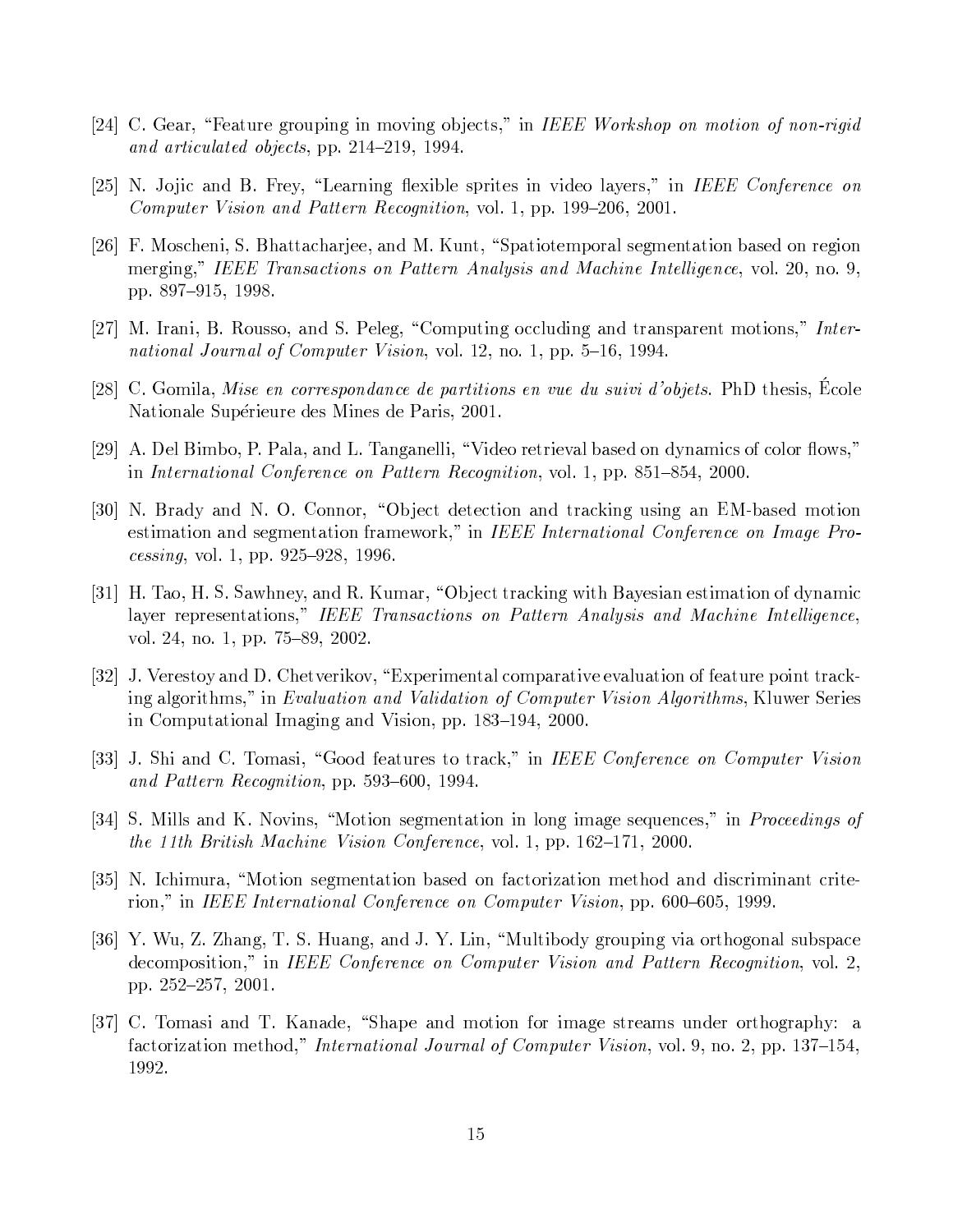[24] C. Gear, "Feature grouping in moving objects," in *IEEE Workshop on motion of non-rigid and articulated objects*, pp. 214–219, 1994.

[25] N. Jojic and B. Frey, "Learning flexible sprites in video layers," in *IEEE Conference on Computer Vision and Pattern Recognition*, vol. 1, pp. 199–206, 2001.

[26] F. Moscheni, S. Bhattacharjee, and M. Kunt, "Spatiotemporal segmentation based on region merging," *IEEE Transactions on Pattern Analysis and Machine Intelligence*, vol. 20, no. 9, pp. 897–915, 1998.

[27] M. Irani, B. Rousso, and S. Peleg, "Computing occluding and transparent motions," *International Journal of Computer Vision*, vol. 12, no. 1, pp. 5–16, 1994.

[28] C. Gomila, *Mise en correspondance de partitions en vue du suivi d'objets*. PhD thesis, École Nationale Supérieure des Mines de Paris, 2001.

[29] A. Del Bimbo, P. Pala, and L. Tanganelli, "Video retrieval based on dynamics of color flows," in *International Conference on Pattern Recognition*, vol. 1, pp. 851–854, 2000.

[30] N. Brady and N. O. Connor, "Object detection and tracking using an EM-based motion estimation and segmentation framework," in *IEEE International Conference on Image Processing*, vol. 1, pp. 925–928, 1996.

[31] H. Tao, H. S. Sawhney, and R. Kumar, "Object tracking with Bayesian estimation of dynamic layer representations," *IEEE Transactions on Pattern Analysis and Machine Intelligence*, vol. 24, no. 1, pp. 75–89, 2002.

[32] J. Verestoy and D. Chetverikov, "Experimental comparative evaluation of feature point tracking algorithms," in *Evaluation and Validation of Computer Vision Algorithms*, Kluwer Series in Computational Imaging and Vision, pp. 183–194, 2000.

[33] J. Shi and C. Tomasi, "Good features to track," in *IEEE Conference on Computer Vision and Pattern Recognition*, pp. 593–600, 1994.

[34] S. Mills and K. Novins, "Motion segmentation in long image sequences," in *Proceedings of the 11th British Machine Vision Conference*, vol. 1, pp. 162–171, 2000.

[35] N. Ichimura, "Motion segmentation based on factorization method and discriminant criterion," in *IEEE International Conference on Computer Vision*, pp. 600–605, 1999.

[36] Y. Wu, Z. Zhang, T. S. Huang, and J. Y. Lin, "Multibody grouping via orthogonal subspace decomposition," in *IEEE Conference on Computer Vision and Pattern Recognition*, vol. 2, pp. 252–257, 2001.

[37] C. Tomasi and T. Kanade, "Shape and motion for image streams under orthography: a factorization method," *International Journal of Computer Vision*, vol. 9, no. 2, pp. 137–154, 1992.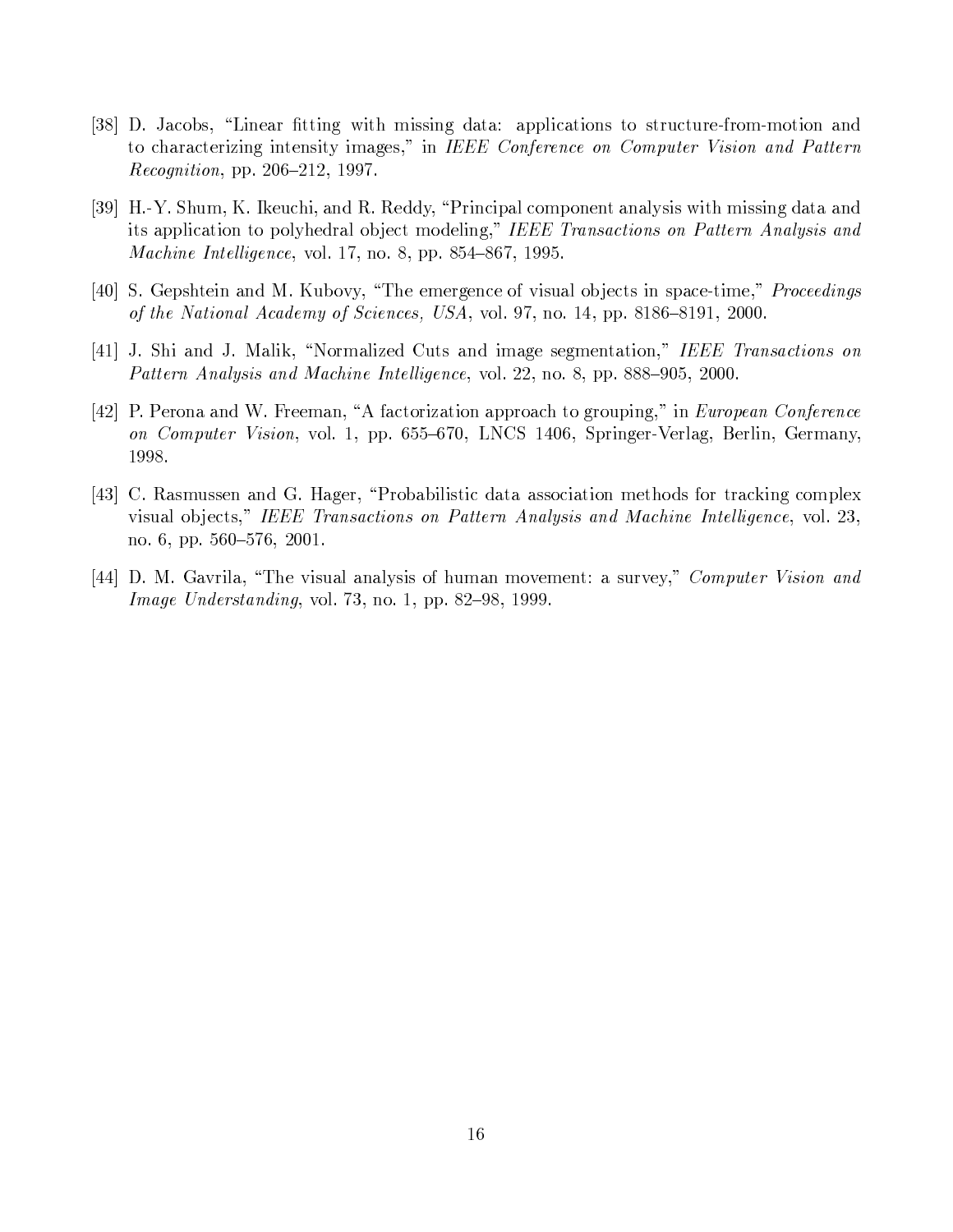[38] D. Jacobs, "Linear fitting with missing data: applications to structure-from-motion and to characterizing intensity images," in *IEEE Conference on Computer Vision and Pattern Recognition*, pp. 206–212, 1997.

[39] H.-Y. Shum, K. Ikeuchi, and R. Reddy, "Principal component analysis with missing data and its application to polyhedral object modeling," *IEEE Transactions on Pattern Analysis and Machine Intelligence*, vol. 17, no. 8, pp. 854–867, 1995.

[40] S. Gepshtein and M. Kubovy, "The emergence of visual objects in space-time," *Proceedings of the National Academy of Sciences, USA*, vol. 97, no. 14, pp. 8186–8191, 2000.

[41] J. Shi and J. Malik, "Normalized Cuts and image segmentation," *IEEE Transactions on Pattern Analysis and Machine Intelligence*, vol. 22, no. 8, pp. 888–905, 2000.

[42] P. Perona and W. Freeman, "A factorization approach to grouping," in *European Conference on Computer Vision*, vol. 1, pp. 655–670, LNCS 1406, Springer-Verlag, Berlin, Germany, 1998.

[43] C. Rasmussen and G. Hager, "Probabilistic data association methods for tracking complex visual objects," *IEEE Transactions on Pattern Analysis and Machine Intelligence*, vol. 23, no. 6, pp. 560–576, 2001.

[44] D. M. Gavrila, "The visual analysis of human movement: a survey," *Computer Vision and Image Understanding*, vol. 73, no. 1, pp. 82–98, 1999.